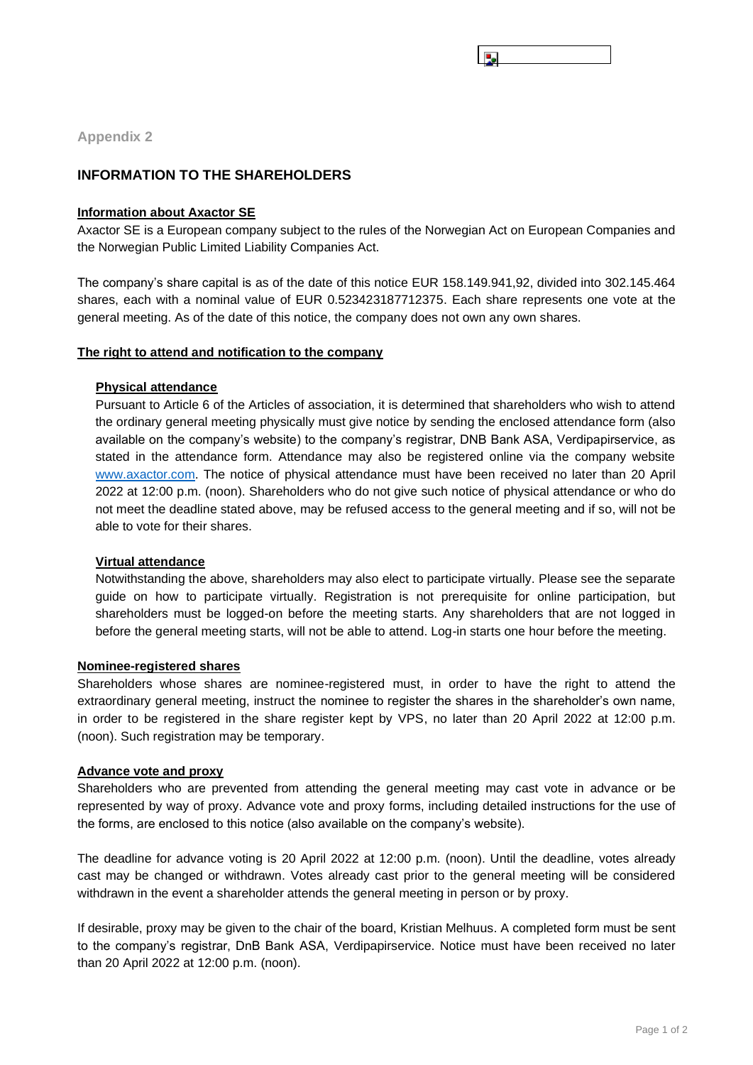Appendix 2

## INFORMATION TO THE SHAREHOLDERS

### Information about Axactor SE

Axactor SE is a European company subject to the rules of the Norwegian Act on European Companies and the Norwegian Public Limited Liability Companies Act.

The company's share capital is as of the date of this notice EUR 158.149.941,92, divided into 302.145.464 shares, each with a nominal value of EUR 0.523423187712375. Each share represents one vote at the general meeting. As of the date of this notice, the company does not own any own shares.

### The right to attend and notification to the company

#### Physical attendance

Pursuant to Article 6 of the Articles of association, it is determined that shareholders who wish to attend the ordinary general meeting physically must give notice by sending the enclosed attendance form (also available on the company's website) to the company's registrar, DNB Bank ASA, Verdipapirservice, as stated in the attendance form. Attendance may also be registered online via the company website www.axactor.com. The notice of physical attendance must have been received no later than 20 April 2022 at 12:00 p.m. (noon). Shareholders who do not give such notice of physical attendance or who do not meet the deadline stated above, may be refused access to the general meeting and if so, will not be able to vote for their shares.

#### Virtual attendance

Notwithstanding the above, shareholders may also elect to participate virtually. Please see the separate guide on how to participate virtually. Registration is not prerequisite for online participation, but shareholders must be logged-on before the meeting starts. Any shareholders that are not logged in before the general meeting starts, will not be able to attend. Log-in starts one hour before the meeting.

### Nominee-registered shares

Shareholders whose shares are nominee-registered must, in order to have the right to attend the extraordinary general meeting, instruct the nominee to register the shares in the shareholder's own name, in order to be registered in the share register kept by VPS, no later than 20 April 2022 at 12:00 p.m. (noon). Such registration may be temporary.

### Advance vote and proxy

Shareholders who are prevented from attending the general meeting may cast vote in advance or be represented by way of proxy. Advance vote and proxy forms, including detailed instructions for the use of the forms, are enclosed to this notice (also available on the company's website).

The deadline for advance voting is 20 April 2022 at 12:00 p.m. (noon). Until the deadline, votes already cast may be changed or withdrawn. Votes already cast prior to the general meeting will be considered withdrawn in the event a shareholder attends the general meeting in person or by proxy.

If desirable, proxy may be given to the chair of the board, Kristian Melhuus. A completed form must be sent to the company's registrar, DnB Bank ASA, Verdipapirservice. Notice must have been received no later than 20 April 2022 at 12:00 p.m. (noon).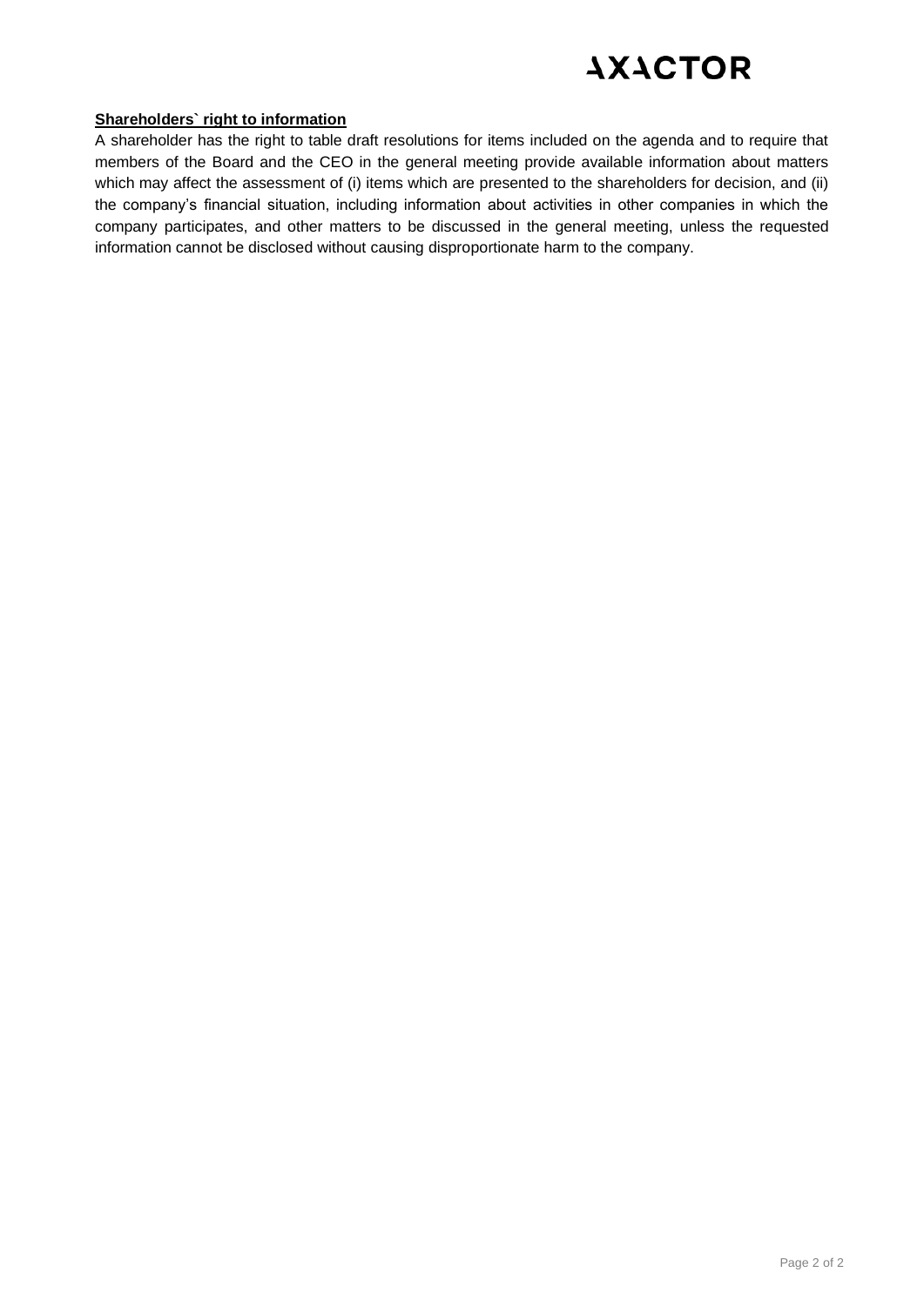**Shareholders` right to information**

A shareholder has the right to table draft resolutions for items included on the agenda and to require that members of the Board and the CEO in the general meeting provide available information about matters which may affect the assessment of (i) items which are presented to the shareholders for decision, and (ii) the company's financial situation, including information about activities in other companies in which the company participates, and other matters to be discussed in the general meeting, unless the requested information cannot be disclosed without causing disproportionate harm to the company.